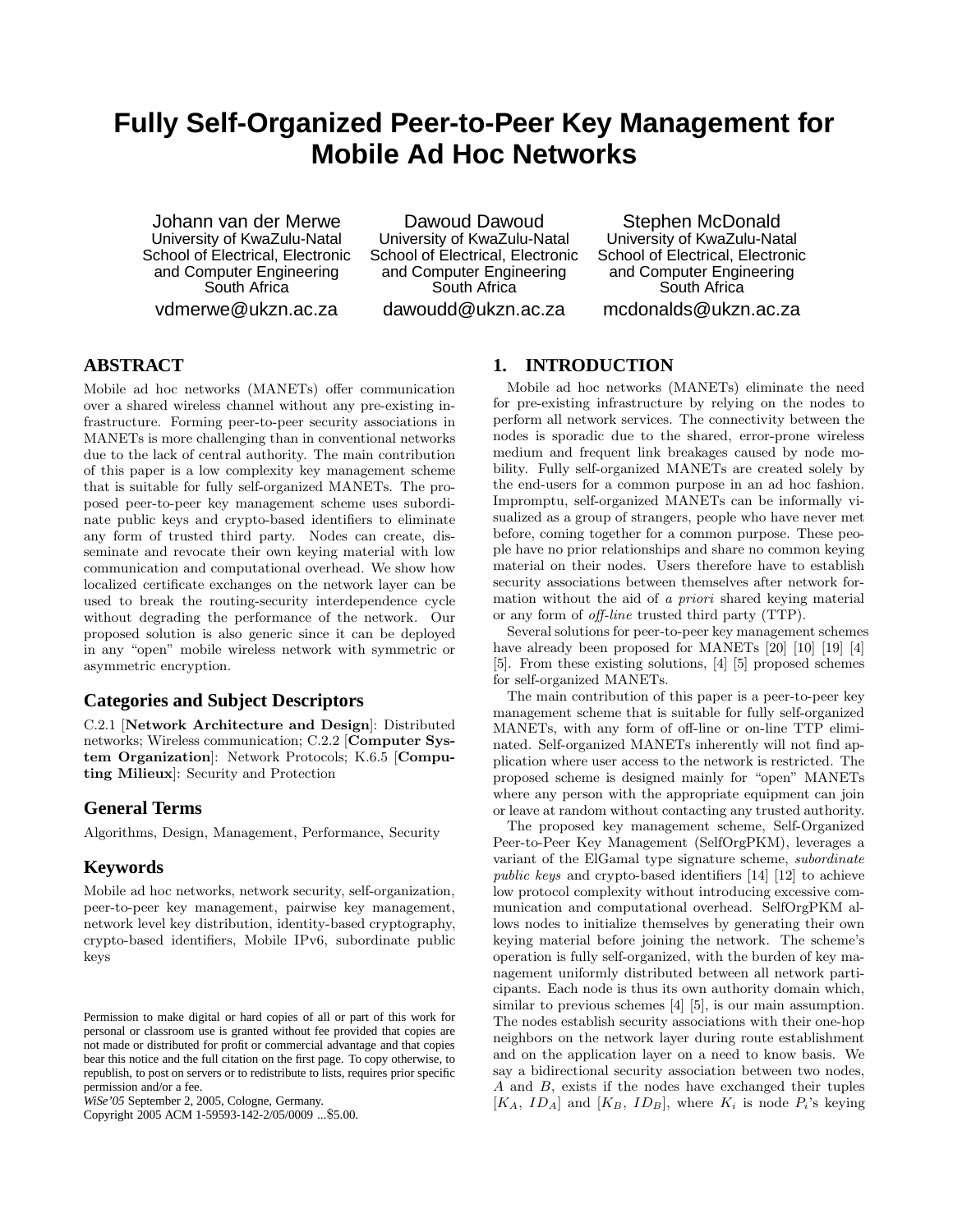# Fully Self-Organized Peer-to-Peer Key Management for Mobile Ad Hoc Networks

Johann van der Merwe
University of KwaZulu-Natal
School of Electrical, Electronic and Computer Engineering
South Africa
vdmerwe@ukzn.ac.za

Dawoud Dawoud
University of KwaZulu-Natal
School of Electrical, Electronic and Computer Engineering
South Africa
dawoudd@ukzn.ac.za

Stephen McDonald
University of KwaZulu-Natal
School of Electrical, Electronic and Computer Engineering
South Africa
mcdonalds@ukzn.ac.za

## ABSTRACT

Mobile ad hoc networks (MANETs) offer communication over a shared wireless channel without any pre-existing infrastructure. Forming peer-to-peer security associations in MANETs is more challenging than in conventional networks due to the lack of central authority. The main contribution of this paper is a low complexity key management scheme that is suitable for fully self-organized MANETs. The proposed peer-to-peer key management scheme uses subordinate public keys and crypto-based identifiers to eliminate any form of trusted third party. Nodes can create, disseminate and revocate their own keying material with low communication and computational overhead. We show how localized certificate exchanges on the network layer can be used to break the routing-security interdependence cycle without degrading the performance of the network. Our proposed solution is also generic since it can be deployed in any "open" mobile wireless network with symmetric or asymmetric encryption.

### Categories and Subject Descriptors

C.2.1 [**Network Architecture and Design**]: Distributed networks; Wireless communication; C.2.2 [**Computer System Organization**]: Network Protocols; K.6.5 [**Computing Milieux**]: Security and Protection

### General Terms

Algorithms, Design, Management, Performance, Security

### Keywords

Mobile ad hoc networks, network security, self-organization, peer-to-peer key management, pairwise key management, network level key distribution, identity-based cryptography, crypto-based identifiers, Mobile IPv6, subordinate public keys

Permission to make digital or hard copies of all or part of this work for personal or classroom use is granted without fee provided that copies are not made or distributed for profit or commercial advantage and that copies bear this notice and the full citation on the first page. To copy otherwise, to republish, to post on servers or to redistribute to lists, requires prior specific permission and/or a fee.
*WiSe'05* September 2, 2005, Cologne, Germany.
Copyright 2005 ACM 1-59593-142-2/05/0009 ...$5.00.

## 1. INTRODUCTION

Mobile ad hoc networks (MANETs) eliminate the need for pre-existing infrastructure by relying on the nodes to perform all network services. The connectivity between the nodes is sporadic due to the shared, error-prone wireless medium and frequent link breakages caused by node mobility. Fully self-organized MANETs are created solely by the end-users for a common purpose in an ad hoc fashion. Impromptu, self-organized MANETs can be informally visualized as a group of strangers, people who have never met before, coming together for a common purpose. These people have no prior relationships and share no common keying material on their nodes. Users therefore have to establish security associations between themselves after network formation without the aid of *a priori* shared keying material or any form of *off-line* trusted third party (TTP).

Several solutions for peer-to-peer key management schemes have already been proposed for MANETs [20] [10] [19] [4] [5]. From these existing solutions, [4] [5] proposed schemes for self-organized MANETs.

The main contribution of this paper is a peer-to-peer key management scheme that is suitable for fully self-organized MANETs, with any form of off-line or on-line TTP eliminated. Self-organized MANETs inherently will not find application where user access to the network is restricted. The proposed scheme is designed mainly for "open" MANETs where any person with the appropriate equipment can join or leave at random without contacting any trusted authority.

The proposed key management scheme, Self-Organized Peer-to-Peer Key Management (SelfOrgPKM), leverages a variant of the ElGamal type signature scheme, *subordinate public keys* and crypto-based identifiers [14] [12] to achieve low protocol complexity without introducing excessive communication and computational overhead. SelfOrgPKM allows nodes to initialize themselves by generating their own keying material before joining the network. The scheme's operation is fully self-organized, with the burden of key management uniformly distributed between all network participants. Each node is thus its own authority domain which, similar to previous schemes [4] [5], is our main assumption. The nodes establish security associations with their one-hop neighbors on the network layer during route establishment and on the application layer on a need to know basis. We say a bidirectional security association between two nodes, $A$ and $B$, exists if the nodes have exchanged their tuples $[K_A,\ ID_A]$ and $[K_B,\ ID_B]$, where $K_i$ is node $P_i$'s keying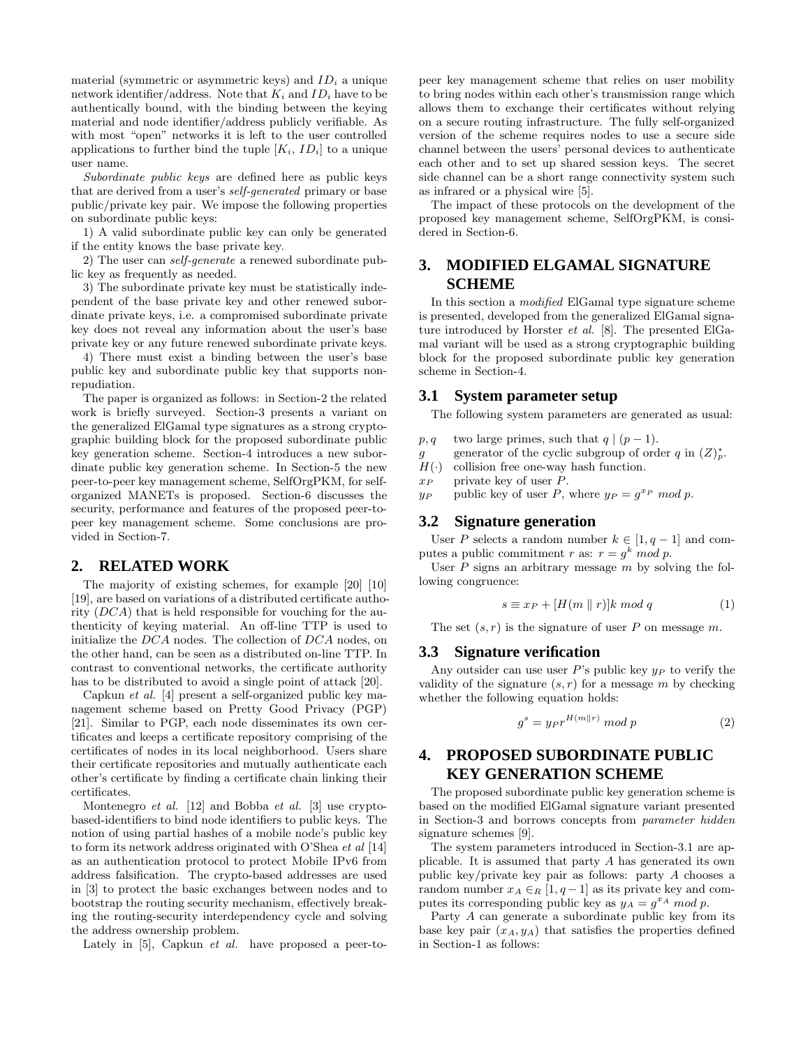material (symmetric or asymmetric keys) and $ID_i$ a unique network identifier/address. Note that $K_i$ and $ID_i$ have to be authentically bound, with the binding between the keying material and node identifier/address publicly verifiable. As with most "open" networks it is left to the user controlled applications to further bind the tuple $[K_i, ID_i]$ to a unique user name.

*Subordinate public keys* are defined here as public keys that are derived from a user's *self-generated* primary or base public/private key pair. We impose the following properties on subordinate public keys:

1) A valid subordinate public key can only be generated if the entity knows the base private key.

2) The user can *self-generate* a renewed subordinate public key as frequently as needed.

3) The subordinate private key must be statistically independent of the base private key and other renewed subordinate private keys, i.e. a compromised subordinate private key does not reveal any information about the user's base private key or any future renewed subordinate private keys.

4) There must exist a binding between the user's base public key and subordinate public key that supports non-repudiation.

The paper is organized as follows: in Section-2 the related work is briefly surveyed. Section-3 presents a variant on the generalized ElGamal type signatures as a strong cryptographic building block for the proposed subordinate public key generation scheme. Section-4 introduces a new subordinate public key generation scheme. In Section-5 the new peer-to-peer key management scheme, SelfOrgPKM, for self-organized MANETs is proposed. Section-6 discusses the security, performance and features of the proposed peer-to-peer key management scheme. Some conclusions are provided in Section-7.

## 2. RELATED WORK

The majority of existing schemes, for example [20] [10] [19], are based on variations of a distributed certificate authority ($DCA$) that is held responsible for vouching for the authenticity of keying material. An off-line TTP is used to initialize the $DCA$ nodes. The collection of $DCA$ nodes, on the other hand, can be seen as a distributed on-line TTP. In contrast to conventional networks, the certificate authority has to be distributed to avoid a single point of attack [20].

Capkun *et al.* [4] present a self-organized public key management scheme based on Pretty Good Privacy (PGP) [21]. Similar to PGP, each node disseminates its own certificates and keeps a certificate repository comprising of the certificates of nodes in its local neighborhood. Users share their certificate repositories and mutually authenticate each other's certificate by finding a certificate chain linking their certificates.

Montenegro *et al.* [12] and Bobba *et al.* [3] use crypto-based-identifiers to bind node identifiers to public keys. The notion of using partial hashes of a mobile node's public key to form its network address originated with O'Shea *et al* [14] as an authentication protocol to protect Mobile IPv6 from address falsification. The crypto-based addresses are used in [3] to protect the basic exchanges between nodes and to bootstrap the routing security mechanism, effectively breaking the routing-security interdependency cycle and solving the address ownership problem.

Lately in [5], Capkun *et al.* have proposed a peer-to-peer key management scheme that relies on user mobility to bring nodes within each other's transmission range which allows them to exchange their certificates without relying on a secure routing infrastructure. The fully self-organized version of the scheme requires nodes to use a secure side channel between the users' personal devices to authenticate each other and to set up shared session keys. The secret side channel can be a short range connectivity system such as infrared or a physical wire [5].

The impact of these protocols on the development of the proposed key management scheme, SelfOrgPKM, is considered in Section-6.

## 3. MODIFIED ELGAMAL SIGNATURE SCHEME

In this section a *modified* ElGamal type signature scheme is presented, developed from the generalized ElGamal signature introduced by Horster *et al.* [8]. The presented ElGamal variant will be used as a strong cryptographic building block for the proposed subordinate public key generation scheme in Section-4.

### 3.1 System parameter setup

The following system parameters are generated as usual:

- $p, q$ two large primes, such that $q \mid (p-1)$.
- $g$ generator of the cyclic subgroup of order $q$ in $(Z)_p^*$.
- $H(\cdot)$ collision free one-way hash function.
- $x_P$ private key of user $P$.
- $y_P$ public key of user $P$, where $y_P = g^{x_P} \bmod p$.

### 3.2 Signature generation

User $P$ selects a random number $k \in [1, q-1]$ and computes a public commitment $r$ as: $r = g^k \bmod p$.

User $P$ signs an arbitrary message $m$ by solving the following congruence:

$$s \equiv x_P + [H(m \parallel r)]k \bmod q \tag{1}$$

The set $(s, r)$ is the signature of user $P$ on message $m$.

### 3.3 Signature verification

Any outsider can use user $P$'s public key $y_P$ to verify the validity of the signature $(s, r)$ for a message $m$ by checking whether the following equation holds:

$$g^s = y_P r^{H(m \parallel r)} \bmod p \tag{2}$$

## 4. PROPOSED SUBORDINATE PUBLIC KEY GENERATION SCHEME

The proposed subordinate public key generation scheme is based on the modified ElGamal signature variant presented in Section-3 and borrows concepts from *parameter hidden* signature schemes [9].

The system parameters introduced in Section-3.1 are applicable. It is assumed that party $A$ has generated its own public key/private key pair as follows: party $A$ chooses a random number $x_A \in_R [1, q-1]$ as its private key and computes its corresponding public key as $y_A = g^{x_A} \bmod p$.

Party $A$ can generate a subordinate public key from its base key pair $(x_A, y_A)$ that satisfies the properties defined in Section-1 as follows: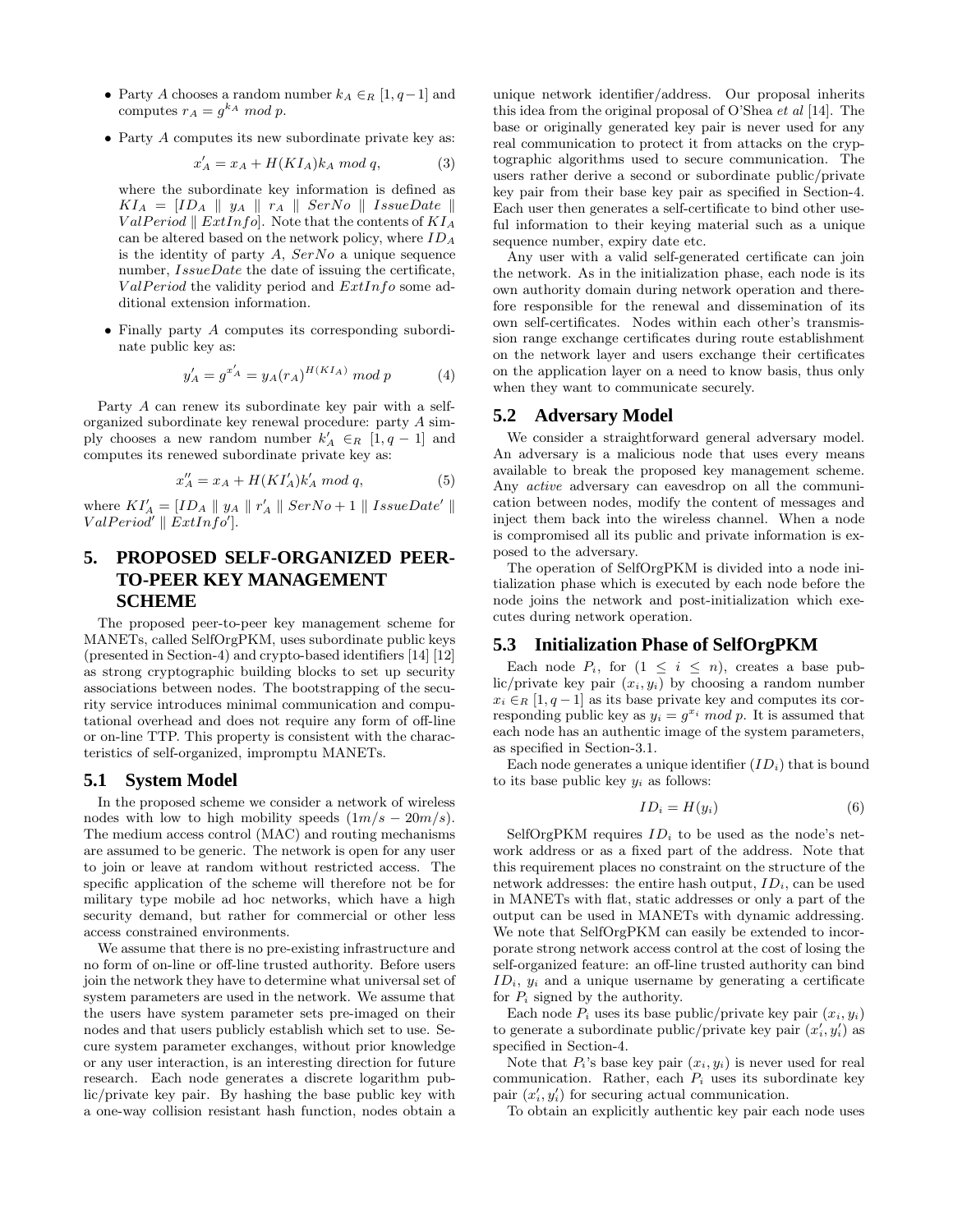- Party $A$ chooses a random number $k_A \in_R [1, q-1]$ and computes $r_A = g^{k_A} \ mod \ p$.
- Party $A$ computes its new subordinate private key as:

$$x'_A = x_A + H(KI_A)k_A \ mod \ q, \tag{3}$$

where the subordinate key information is defined as $KI_A = [ID_A \parallel y_A \parallel r_A \parallel SerNo \parallel IssueDate \parallel ValPeriod \parallel ExtInfo]$. Note that the contents of $KI_A$ can be altered based on the network policy, where $ID_A$ is the identity of party $A$, $SerNo$ a unique sequence number, $IssueDate$ the date of issuing the certificate, $ValPeriod$ the validity period and $ExtInfo$ some additional extension information.

- Finally party $A$ computes its corresponding subordinate public key as:

$$y'_A = g^{x'_A} = y_A(r_A)^{H(KI_A)} \ mod \ p \tag{4}$$

Party $A$ can renew its subordinate key pair with a self-organized subordinate key renewal procedure: party $A$ simply chooses a new random number $k'_A \in_R [1, q-1]$ and computes its renewed subordinate private key as:

$$x''_A = x_A + H(KI'_A)k'_A \ mod \ q, \tag{5}$$

where $KI'_A = [ID_A \parallel y_A \parallel r'_A \parallel SerNo + 1 \parallel IssueDate' \parallel ValPeriod' \parallel ExtInfo']$.

# 5. PROPOSED SELF-ORGANIZED PEER-TO-PEER KEY MANAGEMENT SCHEME

The proposed peer-to-peer key management scheme for MANETs, called SelfOrgPKM, uses subordinate public keys (presented in Section-4) and crypto-based identifiers [14] [12] as strong cryptographic building blocks to set up security associations between nodes. The bootstrapping of the security service introduces minimal communication and computational overhead and does not require any form of off-line or on-line TTP. This property is consistent with the characteristics of self-organized, impromptu MANETs.

## 5.1 System Model

In the proposed scheme we consider a network of wireless nodes with low to high mobility speeds ($1m/s - 20m/s$). The medium access control (MAC) and routing mechanisms are assumed to be generic. The network is open for any user to join or leave at random without restricted access. The specific application of the scheme will therefore not be for military type mobile ad hoc networks, which have a high security demand, but rather for commercial or other less access constrained environments.

We assume that there is no pre-existing infrastructure and no form of on-line or off-line trusted authority. Before users join the network they have to determine what universal set of system parameters are used in the network. We assume that the users have system parameter sets pre-imaged on their nodes and that users publicly establish which set to use. Secure system parameter exchanges, without prior knowledge or any user interaction, is an interesting direction for future research. Each node generates a discrete logarithm public/private key pair. By hashing the base public key with a one-way collision resistant hash function, nodes obtain a unique network identifier/address. Our proposal inherits this idea from the original proposal of O'Shea *et al* [14]. The base or originally generated key pair is never used for any real communication to protect it from attacks on the cryptographic algorithms used to secure communication. The users rather derive a second or subordinate public/private key pair from their base key pair as specified in Section-4. Each user then generates a self-certificate to bind other useful information to their keying material such as a unique sequence number, expiry date etc.

Any user with a valid self-generated certificate can join the network. As in the initialization phase, each node is its own authority domain during network operation and therefore responsible for the renewal and dissemination of its own self-certificates. Nodes within each other's transmission range exchange certificates during route establishment on the network layer and users exchange their certificates on the application layer on a need to know basis, thus only when they want to communicate securely.

## 5.2 Adversary Model

We consider a straightforward general adversary model. An adversary is a malicious node that uses every means available to break the proposed key management scheme. Any *active* adversary can eavesdrop on all the communication between nodes, modify the content of messages and inject them back into the wireless channel. When a node is compromised all its public and private information is exposed to the adversary.

The operation of SelfOrgPKM is divided into a node initialization phase which is executed by each node before the node joins the network and post-initialization which executes during network operation.

## 5.3 Initialization Phase of SelfOrgPKM

Each node $P_i$, for $(1 \leq i \leq n)$, creates a base public/private key pair $(x_i, y_i)$ by choosing a random number $x_i \in_R [1, q-1]$ as its base private key and computes its corresponding public key as $y_i = g^{x_i} \ mod \ p$. It is assumed that each node has an authentic image of the system parameters, as specified in Section-3.1.

Each node generates a unique identifier $(ID_i)$ that is bound to its base public key $y_i$ as follows:

$$ID_i = H(y_i) \tag{6}$$

SelfOrgPKM requires $ID_i$ to be used as the node's network address or as a fixed part of the address. Note that this requirement places no constraint on the structure of the network addresses: the entire hash output, $ID_i$, can be used in MANETs with flat, static addresses or only a part of the output can be used in MANETs with dynamic addressing. We note that SelfOrgPKM can easily be extended to incorporate strong network access control at the cost of losing the self-organized feature: an off-line trusted authority can bind $ID_i$, $y_i$ and a unique username by generating a certificate for $P_i$ signed by the authority.

Each node $P_i$ uses its base public/private key pair $(x_i, y_i)$ to generate a subordinate public/private key pair $(x'_i, y'_i)$ as specified in Section-4.

Note that $P_i$'s base key pair $(x_i, y_i)$ is never used for real communication. Rather, each $P_i$ uses its subordinate key pair $(x'_i, y'_i)$ for securing actual communication.

To obtain an explicitly authentic key pair each node uses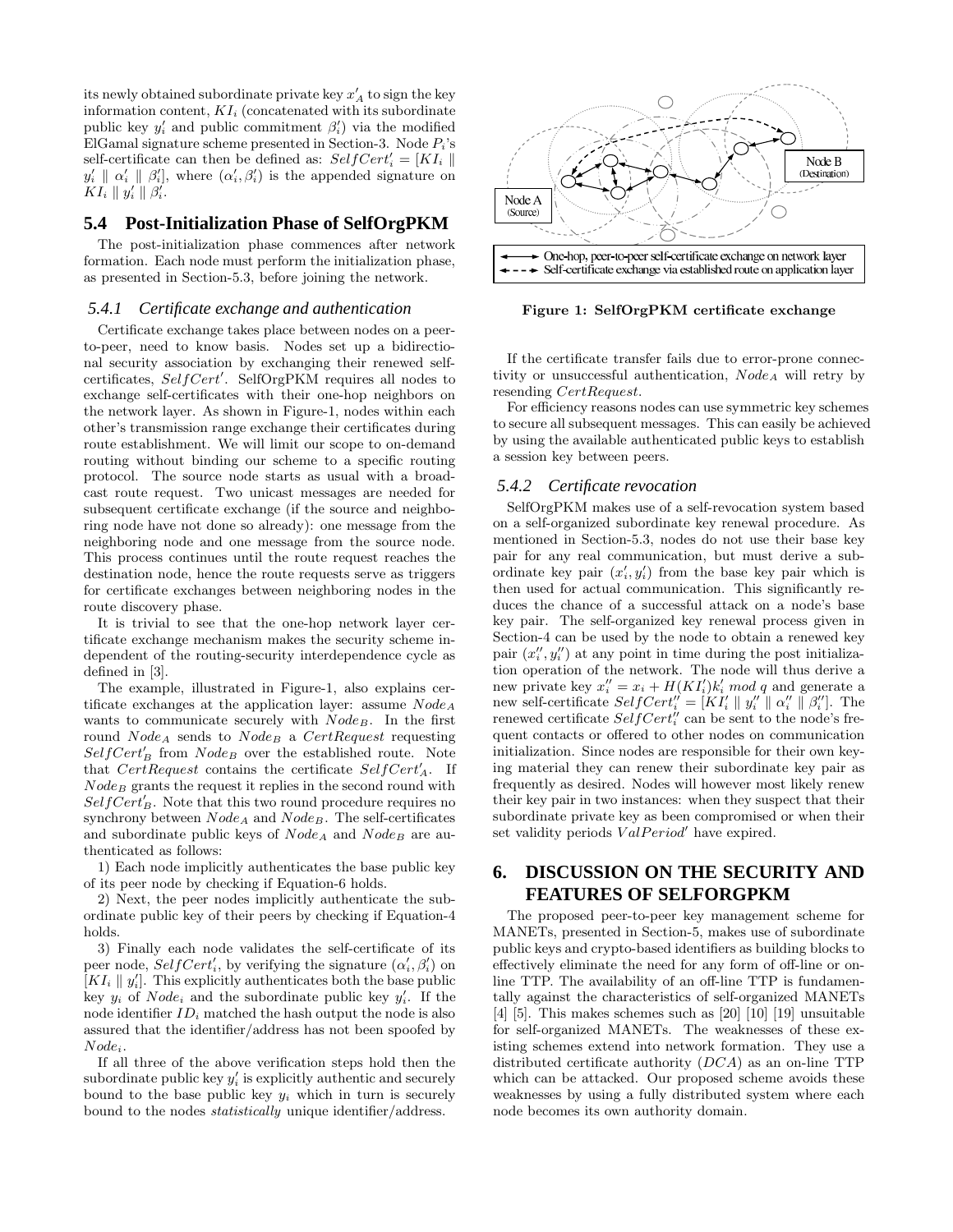its newly obtained subordinate private key $x'_A$ to sign the key information content, $KI_i$ (concatenated with its subordinate public key $y'_i$ and public commitment $\beta'_i$) via the modified ElGamal signature scheme presented in Section-3. Node $P_i$'s self-certificate can then be defined as: $SelfCert'_i = [KI_i \parallel y'_i \parallel \alpha'_i \parallel \beta'_i]$, where $(\alpha'_i, \beta'_i)$ is the appended signature on $KI_i \parallel y'_i \parallel \beta'_i$.

## 5.4 Post-Initialization Phase of SelfOrgPKM

The post-initialization phase commences after network formation. Each node must perform the initialization phase, as presented in Section-5.3, before joining the network.

### 5.4.1 Certificate exchange and authentication

Certificate exchange takes place between nodes on a peer-to-peer, need to know basis. Nodes set up a bidirectional security association by exchanging their renewed self-certificates, $SelfCert'$. SelfOrgPKM requires all nodes to exchange self-certificates with their one-hop neighbors on the network layer. As shown in Figure-1, nodes within each other's transmission range exchange their certificates during route establishment. We will limit our scope to on-demand routing without binding our scheme to a specific routing protocol. The source node starts as usual with a broadcast route request. Two unicast messages are needed for subsequent certificate exchange (if the source and neighboring node have not done so already): one message from the neighboring node and one message from the source node. This process continues until the route request reaches the destination node, hence the route requests serve as triggers for certificate exchanges between neighboring nodes in the route discovery phase.

It is trivial to see that the one-hop network layer certificate exchange mechanism makes the security scheme independent of the routing-security interdependence cycle as defined in [3].

The example, illustrated in Figure-1, also explains certificate exchanges at the application layer: assume $Node_A$ wants to communicate securely with $Node_B$. In the first round $Node_A$ sends to $Node_B$ a $CertRequest$ requesting $SelfCert'_B$ from $Node_B$ over the established route. Note that $CertRequest$ contains the certificate $SelfCert'_A$. If $Node_B$ grants the request it replies in the second round with $SelfCert'_B$. Note that this two round procedure requires no synchrony between $Node_A$ and $Node_B$. The self-certificates and subordinate public keys of $Node_A$ and $Node_B$ are authenticated as follows:

1) Each node implicitly authenticates the base public key of its peer node by checking if Equation-6 holds.

2) Next, the peer nodes implicitly authenticate the subordinate public key of their peers by checking if Equation-4 holds.

3) Finally each node validates the self-certificate of its peer node, $SelfCert'_i$, by verifying the signature $(\alpha'_i, \beta'_i)$ on $[KI_i \parallel y'_i]$. This explicitly authenticates both the base public key $y_i$ of $Node_i$ and the subordinate public key $y'_i$. If the node identifier $ID_i$ matched the hash output the node is also assured that the identifier/address has not been spoofed by $Node_i$.

If all three of the above verification steps hold then the subordinate public key $y'_i$ is explicitly authentic and securely bound to the base public key $y_i$ which in turn is securely bound to the nodes *statistically* unique identifier/address.

Node A (Source) — Node B (Destination)

One-hop, peer-to-peer self-certificate exchange on network layer
Self-certificate exchange via established route on application layer

**Figure 1: SelfOrgPKM certificate exchange**

If the certificate transfer fails due to error-prone connectivity or unsuccessful authentication, $Node_A$ will retry by resending $CertRequest$.

For efficiency reasons nodes can use symmetric key schemes to secure all subsequent messages. This can easily be achieved by using the available authenticated public keys to establish a session key between peers.

### 5.4.2 Certificate revocation

SelfOrgPKM makes use of a self-revocation system based on a self-organized subordinate key renewal procedure. As mentioned in Section-5.3, nodes do not use their base key pair for any real communication, but must derive a subordinate key pair $(x'_i, y'_i)$ from the base key pair which is then used for actual communication. This significantly reduces the chance of a successful attack on a node's base key pair. The self-organized key renewal process given in Section-4 can be used by the node to obtain a renewed key pair $(x''_i, y''_i)$ at any point in time during the post initialization operation of the network. The node will thus derive a new private key $x''_i = x_i + H(KI'_i)k'_i \bmod q$ and generate a new self-certificate $SelfCert''_i = [KI'_i \parallel y''_i \parallel \alpha''_i \parallel \beta''_i]$. The renewed certificate $SelfCert''_i$ can be sent to the node's frequent contacts or offered to other nodes on communication initialization. Since nodes are responsible for their own keying material they can renew their subordinate key pair as frequently as desired. Nodes will however most likely renew their key pair in two instances: when they suspect that their subordinate private key as been compromised or when their set validity periods $ValPeriod'$ have expired.

# 6. DISCUSSION ON THE SECURITY AND FEATURES OF SELFORGPKM

The proposed peer-to-peer key management scheme for MANETs, presented in Section-5, makes use of subordinate public keys and crypto-based identifiers as building blocks to effectively eliminate the need for any form of off-line or on-line TTP. The availability of an off-line TTP is fundamentally against the characteristics of self-organized MANETs [4] [5]. This makes schemes such as [20] [10] [19] unsuitable for self-organized MANETs. The weaknesses of these existing schemes extend into network formation. They use a distributed certificate authority ($DCA$) as an on-line TTP which can be attacked. Our proposed scheme avoids these weaknesses by using a fully distributed system where each node becomes its own authority domain.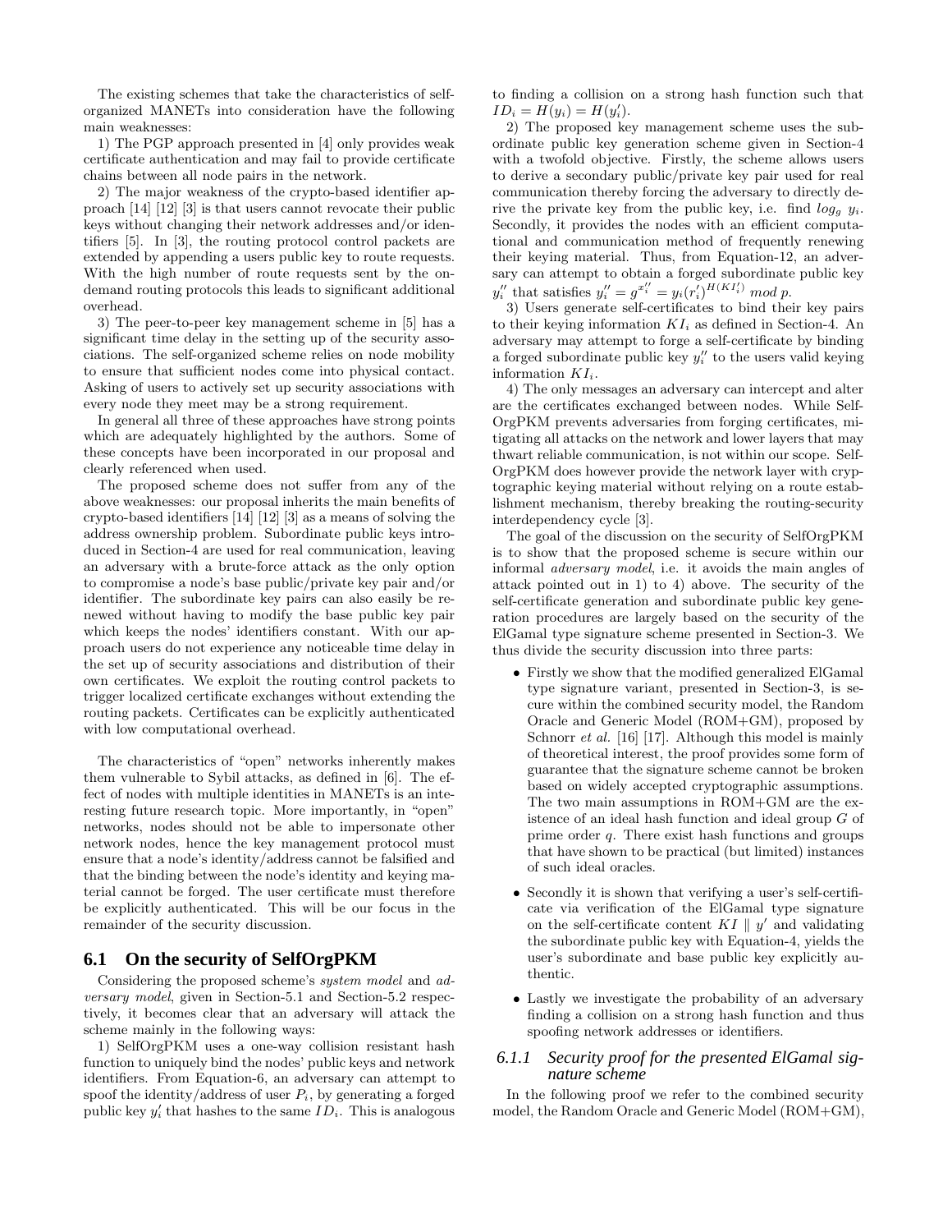The existing schemes that take the characteristics of self-organized MANETs into consideration have the following main weaknesses:

1) The PGP approach presented in [4] only provides weak certificate authentication and may fail to provide certificate chains between all node pairs in the network.

2) The major weakness of the crypto-based identifier approach [14] [12] [3] is that users cannot revocate their public keys without changing their network addresses and/or identifiers [5]. In [3], the routing protocol control packets are extended by appending a users public key to route requests. With the high number of route requests sent by the on-demand routing protocols this leads to significant additional overhead.

3) The peer-to-peer key management scheme in [5] has a significant time delay in the setting up of the security associations. The self-organized scheme relies on node mobility to ensure that sufficient nodes come into physical contact. Asking of users to actively set up security associations with every node they meet may be a strong requirement.

In general all three of these approaches have strong points which are adequately highlighted by the authors. Some of these concepts have been incorporated in our proposal and clearly referenced when used.

The proposed scheme does not suffer from any of the above weaknesses: our proposal inherits the main benefits of crypto-based identifiers [14] [12] [3] as a means of solving the address ownership problem. Subordinate public keys introduced in Section-4 are used for real communication, leaving an adversary with a brute-force attack as the only option to compromise a node's base public/private key pair and/or identifier. The subordinate key pairs can also easily be renewed without having to modify the base public key pair which keeps the nodes' identifiers constant. With our approach users do not experience any noticeable time delay in the set up of security associations and distribution of their own certificates. We exploit the routing control packets to trigger localized certificate exchanges without extending the routing packets. Certificates can be explicitly authenticated with low computational overhead.

The characteristics of "open" networks inherently makes them vulnerable to Sybil attacks, as defined in [6]. The effect of nodes with multiple identities in MANETs is an interesting future research topic. More importantly, in "open" networks, nodes should not be able to impersonate other network nodes, hence the key management protocol must ensure that a node's identity/address cannot be falsified and that the binding between the node's identity and keying material cannot be forged. The user certificate must therefore be explicitly authenticated. This will be our focus in the remainder of the security discussion.

## 6.1 On the security of SelfOrgPKM

Considering the proposed scheme's *system model* and *adversary model*, given in Section-5.1 and Section-5.2 respectively, it becomes clear that an adversary will attack the scheme mainly in the following ways:

1) SelfOrgPKM uses a one-way collision resistant hash function to uniquely bind the nodes' public keys and network identifiers. From Equation-6, an adversary can attempt to spoof the identity/address of user $P_i$, by generating a forged public key $y_i'$ that hashes to the same $ID_i$. This is analogous to finding a collision on a strong hash function such that $ID_i = H(y_i) = H(y_i')$.

2) The proposed key management scheme uses the subordinate public key generation scheme given in Section-4 with a twofold objective. Firstly, the scheme allows users to derive a secondary public/private key pair used for real communication thereby forcing the adversary to directly derive the private key from the public key, i.e. find $log_g\ y_i$. Secondly, it provides the nodes with an efficient computational and communication method of frequently renewing their keying material. Thus, from Equation-12, an adversary can attempt to obtain a forged subordinate public key $y_i''$ that satisfies $y_i'' = g^{x_i''} = y_i(r_i')^{H(KI_i')}\ mod\ p$.

3) Users generate self-certificates to bind their key pairs to their keying information $KI_i$ as defined in Section-4. An adversary may attempt to forge a self-certificate by binding a forged subordinate public key $y_i''$ to the users valid keying information $KI_i$.

4) The only messages an adversary can intercept and alter are the certificates exchanged between nodes. While SelfOrgPKM prevents adversaries from forging certificates, mitigating all attacks on the network and lower layers that may thwart reliable communication, is not within our scope. SelfOrgPKM does however provide the network layer with cryptographic keying material without relying on a route establishment mechanism, thereby breaking the routing-security interdependency cycle [3].

The goal of the discussion on the security of SelfOrgPKM is to show that the proposed scheme is secure within our informal *adversary model*, i.e. it avoids the main angles of attack pointed out in 1) to 4) above. The security of the self-certificate generation and subordinate public key generation procedures are largely based on the security of the ElGamal type signature scheme presented in Section-3. We thus divide the security discussion into three parts:

- Firstly we show that the modified generalized ElGamal type signature variant, presented in Section-3, is secure within the combined security model, the Random Oracle and Generic Model (ROM+GM), proposed by Schnorr *et al.* [16] [17]. Although this model is mainly of theoretical interest, the proof provides some form of guarantee that the signature scheme cannot be broken based on widely accepted cryptographic assumptions. The two main assumptions in ROM+GM are the existence of an ideal hash function and ideal group $G$ of prime order $q$. There exist hash functions and groups that have shown to be practical (but limited) instances of such ideal oracles.
- Secondly it is shown that verifying a user's self-certificate via verification of the ElGamal type signature on the self-certificate content $KI \parallel y'$ and validating the subordinate public key with Equation-4, yields the user's subordinate and base public key explicitly authentic.
- Lastly we investigate the probability of an adversary finding a collision on a strong hash function and thus spoofing network addresses or identifiers.

### 6.1.1 Security proof for the presented ElGamal signature scheme

In the following proof we refer to the combined security model, the Random Oracle and Generic Model (ROM+GM),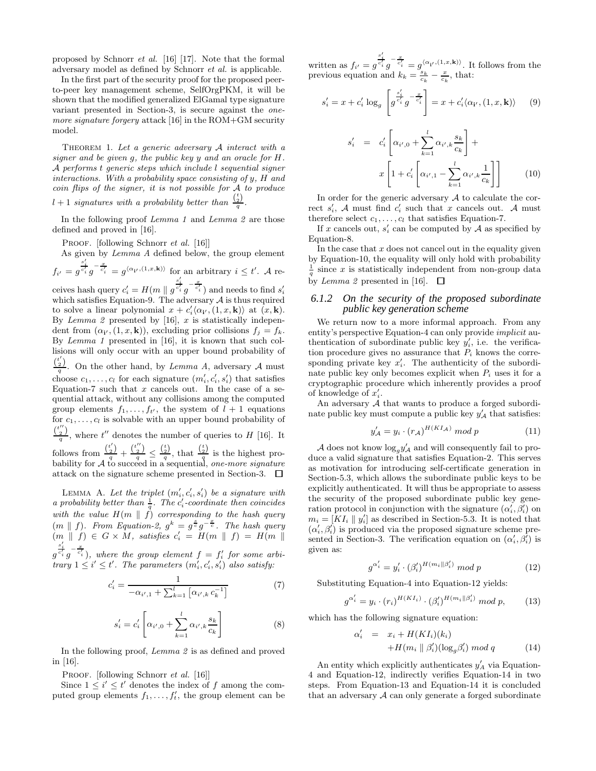proposed by Schnorr *et al.* [16] [17]. Note that the formal adversary model as defined by Schnorr *et al.* is applicable.

In the first part of the security proof for the proposed peer-to-peer key management scheme, SelfOrgPKM, it will be shown that the modified generalized ElGamal type signature variant presented in Section-3, is secure against the *one-more signature forgery* attack [16] in the ROM+GM security model.

THEOREM 1. *Let a generic adversary $\mathcal{A}$ interact with a signer and be given $g$, the public key $y$ and an oracle for $H$. $\mathcal{A}$ performs $t$ generic steps which include $l$ sequential signer interactions. With a probability space consisting of $y$, $H$ and coin flips of the signer, it is not possible for $\mathcal{A}$ to produce $l+1$ signatures with a probability better than $\frac{\binom{t}{2}}{q}$.*

In the following proof *Lemma 1* and *Lemma 2* are those defined and proved in [16].

PROOF. [following Schnorr *et al.* [16]]

As given by *Lemma A* defined below, the group element $f_{i'} = g^{\frac{s'_i}{c'_i}} g^{-\frac{x}{c'_i}} = g^{\langle \alpha_{i'}, (1,x,\mathbf{k}) \rangle}$ for an arbitrary $i \le t'$. $\mathcal{A}$ receives hash query $c'_i = H(m \parallel g^{\frac{s'_i}{c'_i}} g^{-\frac{x}{c'_i}})$ and needs to find $s'_i$ which satisfies Equation-9. The adversary $\mathcal{A}$ is thus required to solve a linear polynomial $x + c'_i \langle \alpha_{i'}, (1,x,\mathbf{k}) \rangle$ at $(x, \mathbf{k})$. By *Lemma 2* presented by [16], $x$ is statistically independent from $(\alpha_{i'}, (1,x,\mathbf{k}))$, excluding prior collisions $f_j = f_k$. By *Lemma 1* presented in [16], it is known that such collisions will only occur with an upper bound probability of $\frac{\binom{t'}{2}}{q}$. On the other hand, by *Lemma A*, adversary $\mathcal{A}$ must choose $c_1, \ldots, c_l$ for each signature $(m'_i, c'_i, s'_i)$ that satisfies Equation-7 such that $x$ cancels out. In the case of a sequential attack, without any collisions among the computed group elements $f_1, \ldots, f_{t'}$, the system of $l+1$ equations for $c_1, \ldots, c_l$ is solvable with an upper bound probability of $\frac{\binom{t''}{2}}{q}$, where $t''$ denotes the number of queries to $H$ [16]. It follows from $\frac{\binom{t'}{2}}{q} + \frac{\binom{t''}{2}}{q} \le \frac{\binom{t}{2}}{q}$, that $\frac{\binom{t}{2}}{q}$ is the highest probability for $\mathcal{A}$ to succeed in a sequential, *one-more signature* attack on the signature scheme presented in Section-3. $\square$

LEMMA A. *Let the triplet $(m'_i, c'_i, s'_i)$ be a signature with a probability better than $\frac{1}{q}$. The $c'_i$-coordinate then coincides with the value $H(m \parallel f)$ corresponding to the hash query $(m \parallel f)$. From Equation-2, $g^k = g^{\frac{s}{c}} g^{-\frac{x}{c}}$. The hash query $(m \parallel f) \in G \times M$, satisfies $c'_i = H(m \parallel f) = H(m \parallel g^{\frac{s'_i}{c'_i}} g^{-\frac{x}{c'_i}})$, where the group element $f = f'_i$ for some arbitrary $1 \le i' \le t'$. The parameters $(m'_i, c'_i, s'_i)$ also satisfy:*

$$c'_i = \frac{1}{-\alpha_{i',1} + \sum_{k=1}^{l} \left[\alpha_{i',k}\, c_k^{-1}\right]} \tag{7}$$

$$s'_i = c'_i \left[\alpha_{i',0} + \sum_{k=1}^{l} \alpha_{i',k} \frac{s_k}{c_k}\right] \tag{8}$$

In the following proof, *Lemma 2* is as defined and proved in [16].

PROOF. [following Schnorr *et al.* [16]]

Since $1 \le i' \le t'$ denotes the index of $f$ among the computed group elements $f_1, \ldots, f'_t$, the group element can be written as $f_{i'} = g^{\frac{s'_i}{c'_i}} g^{-\frac{x}{c'_i}} = g^{\langle \alpha_{i'}, (1,x,\mathbf{k}) \rangle}$. It follows from the previous equation and $k_k = \frac{s_k}{c_k} - \frac{x}{c_k}$, that:

$$s'_i = x + c'_i \log_g \left[ g^{\frac{s'_i}{c'_i}} g^{-\frac{x}{c'_i}} \right] = x + c'_i \langle \alpha_{i'}, (1,x,\mathbf{k}) \rangle \tag{9}$$

$$\begin{aligned} s'_i \;=\; & c'_i \left[\alpha_{i',0} + \sum_{k=1}^{l} \alpha_{i',k} \frac{s_k}{c_k}\right] + \\ & x \left[1 + c'_i \left[\alpha_{i',1} - \sum_{k=1}^{l} \alpha_{i',k} \frac{1}{c_k}\right]\right] \end{aligned} \tag{10}$$

In order for the generic adversary $\mathcal{A}$ to calculate the correct $s'_i$, $\mathcal{A}$ must find $c'_i$ such that $x$ cancels out. $\mathcal{A}$ must therefore select $c_1, \ldots, c_l$ that satisfies Equation-7.

If $x$ cancels out, $s'_i$ can be computed by $\mathcal{A}$ as specified by Equation-8.

In the case that $x$ does not cancel out in the equality given by Equation-10, the equality will only hold with probability $\frac{1}{q}$ since $x$ is statistically independent from non-group data by *Lemma 2* presented in [16]. $\square$

### 6.1.2 On the security of the proposed subordinate public key generation scheme

We return now to a more informal approach. From any entity's perspective Equation-4 can only provide *implicit* authentication of subordinate public key $y'_i$, i.e. the verification procedure gives no assurance that $P_i$ knows the corresponding private key $x'_i$. The authenticity of the subordinate public key only becomes explicit when $P_i$ uses it for a cryptographic procedure which inherently provides a proof of knowledge of $x'_i$.

An adversary $\mathcal{A}$ that wants to produce a forged subordinate public key must compute a public key $y'_{\mathcal{A}}$ that satisfies:

$$y'_{\mathcal{A}} = y_i \cdot (r_{\mathcal{A}})^{H(KI_{\mathcal{A}})} \bmod p \tag{11}$$

$\mathcal{A}$ does not know $\log_g y'_{\mathcal{A}}$ and will consequently fail to produce a valid signature that satisfies Equation-2. This serves as motivation for introducing self-certificate generation in Section-5.3, which allows the subordinate public keys to be explicitly authenticated. It will thus be appropriate to assess the security of the proposed subordinate public key generation protocol in conjunction with the signature $(\alpha'_i, \beta'_i)$ on $m_i = [KI_i \parallel y'_i]$ as described in Section-5.3. It is noted that $(\alpha'_i, \beta'_i)$ is produced via the proposed signature scheme presented in Section-3. The verification equation on $(\alpha'_i, \beta'_i)$ is given as:

$$g^{\alpha'_i} = y'_i \cdot (\beta'_i)^{H(m_i \parallel \beta'_i)} \bmod p \tag{12}$$

Substituting Equation-4 into Equation-12 yields:

$$g^{\alpha'_i} = y_i \cdot (r_i)^{H(KI_i)} \cdot (\beta'_i)^{H(m_i \parallel \beta'_i)} \bmod p, \tag{13}$$

which has the following signature equation:

$$\begin{aligned} \alpha'_i \;=\; & x_i + H(KI_i)(k_i) \\ & + H(m_i \parallel \beta'_i)(\log_g \beta'_i) \bmod q \end{aligned} \tag{14}$$

An entity which explicitly authenticates $y'_A$ via Equation-4 and Equation-12, indirectly verifies Equation-14 in two steps. From Equation-13 and Equation-14 it is concluded that an adversary $\mathcal{A}$ can only generate a forged subordinate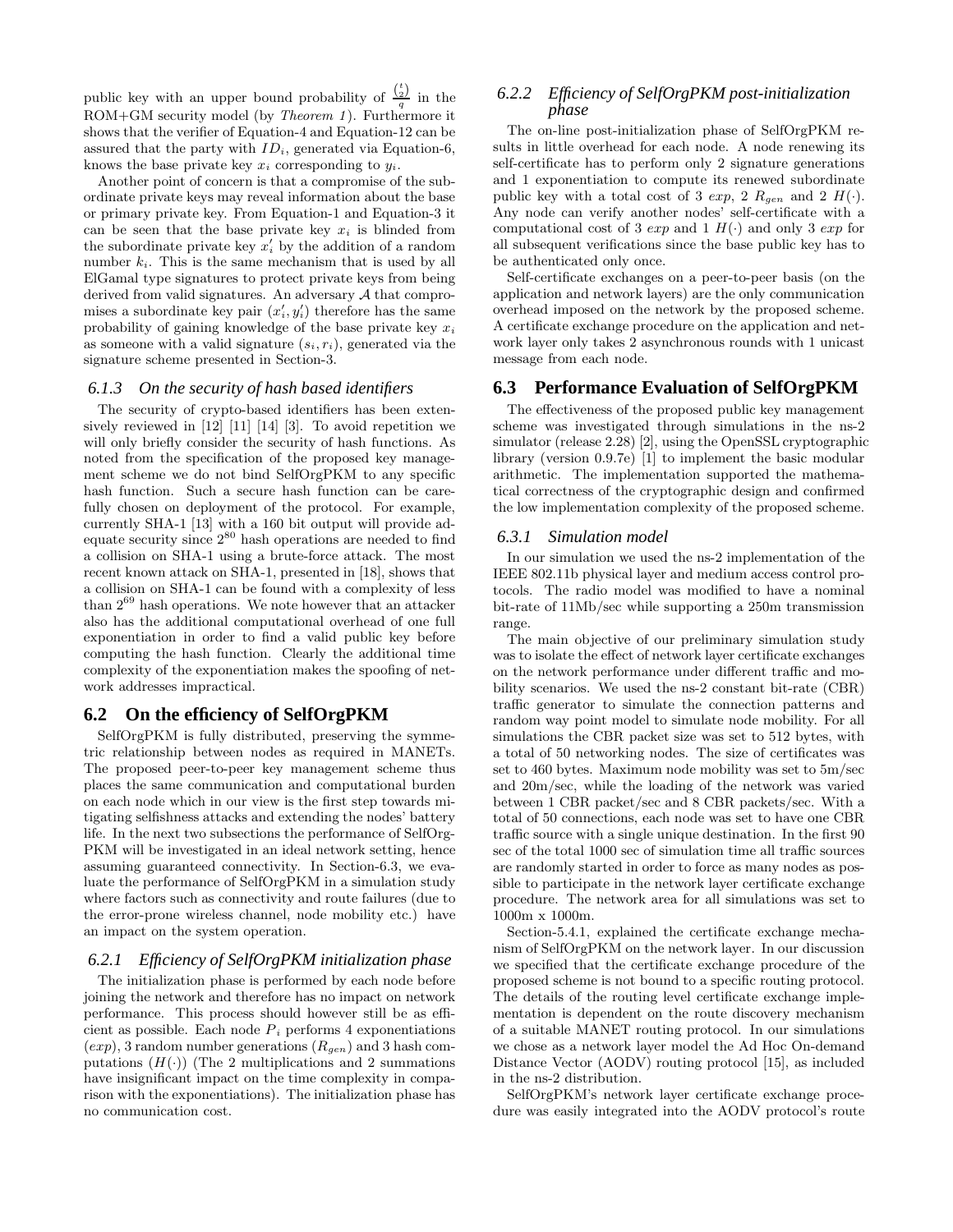public key with an upper bound probability of $\frac{\binom{t}{2}}{q}$ in the ROM+GM security model (by *Theorem 1*). Furthermore it shows that the verifier of Equation-4 and Equation-12 can be assured that the party with $ID_i$, generated via Equation-6, knows the base private key $x_i$ corresponding to $y_i$.

Another point of concern is that a compromise of the subordinate private keys may reveal information about the base or primary private key. From Equation-1 and Equation-3 it can be seen that the base private key $x_i$ is blinded from the subordinate private key $x_i'$ by the addition of a random number $k_i$. This is the same mechanism that is used by all ElGamal type signatures to protect private keys from being derived from valid signatures. An adversary $\mathcal{A}$ that compromises a subordinate key pair $(x_i', y_i')$ therefore has the same probability of gaining knowledge of the base private key $x_i$ as someone with a valid signature $(s_i, r_i)$, generated via the signature scheme presented in Section-3.

### 6.1.3 On the security of hash based identifiers

The security of crypto-based identifiers has been extensively reviewed in [12] [11] [14] [3]. To avoid repetition we will only briefly consider the security of hash functions. As noted from the specification of the proposed key management scheme we do not bind SelfOrgPKM to any specific hash function. Such a secure hash function can be carefully chosen on deployment of the protocol. For example, currently SHA-1 [13] with a 160 bit output will provide adequate security since $2^{80}$ hash operations are needed to find a collision on SHA-1 using a brute-force attack. The most recent known attack on SHA-1, presented in [18], shows that a collision on SHA-1 can be found with a complexity of less than $2^{69}$ hash operations. We note however that an attacker also has the additional computational overhead of one full exponentiation in order to find a valid public key before computing the hash function. Clearly the additional time complexity of the exponentiation makes the spoofing of network addresses impractical.

## 6.2 On the efficiency of SelfOrgPKM

SelfOrgPKM is fully distributed, preserving the symmetric relationship between nodes as required in MANETs. The proposed peer-to-peer key management scheme thus places the same communication and computational burden on each node which in our view is the first step towards mitigating selfishness attacks and extending the nodes' battery life. In the next two subsections the performance of SelfOrgPKM will be investigated in an ideal network setting, hence assuming guaranteed connectivity. In Section-6.3, we evaluate the performance of SelfOrgPKM in a simulation study where factors such as connectivity and route failures (due to the error-prone wireless channel, node mobility etc.) have an impact on the system operation.

### 6.2.1 Efficiency of SelfOrgPKM initialization phase

The initialization phase is performed by each node before joining the network and therefore has no impact on network performance. This process should however still be as efficient as possible. Each node $P_i$ performs 4 exponentiations ($exp$), 3 random number generations ($R_{gen}$) and 3 hash computations ($H(\cdot)$) (The 2 multiplications and 2 summations have insignificant impact on the time complexity in comparison with the exponentiations). The initialization phase has no communication cost.

### 6.2.2 Efficiency of SelfOrgPKM post-initialization phase

The on-line post-initialization phase of SelfOrgPKM results in little overhead for each node. A node renewing its self-certificate has to perform only 2 signature generations and 1 exponentiation to compute its renewed subordinate public key with a total cost of 3 $exp$, 2 $R_{gen}$ and 2 $H(\cdot)$. Any node can verify another nodes' self-certificate with a computational cost of 3 $exp$ and 1 $H(\cdot)$ and only 3 $exp$ for all subsequent verifications since the base public key has to be authenticated only once.

Self-certificate exchanges on a peer-to-peer basis (on the application and network layers) are the only communication overhead imposed on the network by the proposed scheme. A certificate exchange procedure on the application and network layer only takes 2 asynchronous rounds with 1 unicast message from each node.

## 6.3 Performance Evaluation of SelfOrgPKM

The effectiveness of the proposed public key management scheme was investigated through simulations in the ns-2 simulator (release 2.28) [2], using the OpenSSL cryptographic library (version 0.9.7e) [1] to implement the basic modular arithmetic. The implementation supported the mathematical correctness of the cryptographic design and confirmed the low implementation complexity of the proposed scheme.

### 6.3.1 Simulation model

In our simulation we used the ns-2 implementation of the IEEE 802.11b physical layer and medium access control protocols. The radio model was modified to have a nominal bit-rate of 11Mb/sec while supporting a 250m transmission range.

The main objective of our preliminary simulation study was to isolate the effect of network layer certificate exchanges on the network performance under different traffic and mobility scenarios. We used the ns-2 constant bit-rate (CBR) traffic generator to simulate the connection patterns and random way point model to simulate node mobility. For all simulations the CBR packet size was set to 512 bytes, with a total of 50 networking nodes. The size of certificates was set to 460 bytes. Maximum node mobility was set to 5m/sec and 20m/sec, while the loading of the network was varied between 1 CBR packet/sec and 8 CBR packets/sec. With a total of 50 connections, each node was set to have one CBR traffic source with a single unique destination. In the first 90 sec of the total 1000 sec of simulation time all traffic sources are randomly started in order to force as many nodes as possible to participate in the network layer certificate exchange procedure. The network area for all simulations was set to 1000m x 1000m.

Section-5.4.1, explained the certificate exchange mechanism of SelfOrgPKM on the network layer. In our discussion we specified that the certificate exchange procedure of the proposed scheme is not bound to a specific routing protocol. The details of the routing level certificate exchange implementation is dependent on the route discovery mechanism of a suitable MANET routing protocol. In our simulations we chose as a network layer model the Ad Hoc On-demand Distance Vector (AODV) routing protocol [15], as included in the ns-2 distribution.

SelfOrgPKM's network layer certificate exchange procedure was easily integrated into the AODV protocol's route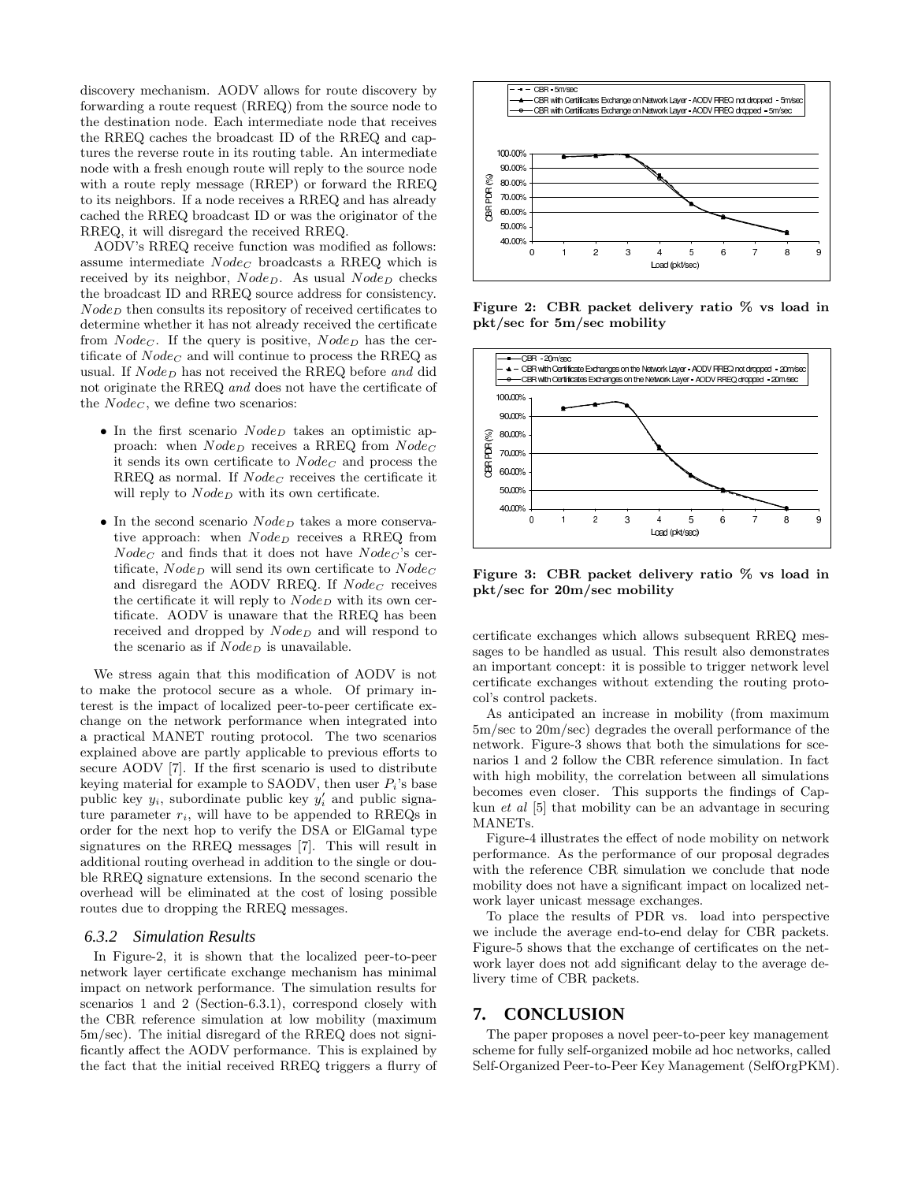discovery mechanism. AODV allows for route discovery by forwarding a route request (RREQ) from the source node to the destination node. Each intermediate node that receives the RREQ caches the broadcast ID of the RREQ and captures the reverse route in its routing table. An intermediate node with a fresh enough route will reply to the source node with a route reply message (RREP) or forward the RREQ to its neighbors. If a node receives a RREQ and has already cached the RREQ broadcast ID or was the originator of the RREQ, it will disregard the received RREQ.

AODV's RREQ receive function was modified as follows: assume intermediate $Node_C$ broadcasts a RREQ which is received by its neighbor, $Node_D$. As usual $Node_D$ checks the broadcast ID and RREQ source address for consistency. $Node_D$ then consults its repository of received certificates to determine whether it has not already received the certificate from $Node_C$. If the query is positive, $Node_D$ has the certificate of $Node_C$ and will continue to process the RREQ as usual. If $Node_D$ has not received the RREQ before *and* did not originate the RREQ *and* does not have the certificate of the $Node_C$, we define two scenarios:

- In the first scenario $Node_D$ takes an optimistic approach: when $Node_D$ receives a RREQ from $Node_C$ it sends its own certificate to $Node_C$ and process the RREQ as normal. If $Node_C$ receives the certificate it will reply to $Node_D$ with its own certificate.
- In the second scenario $Node_D$ takes a more conservative approach: when $Node_D$ receives a RREQ from $Node_C$ and finds that it does not have $Node_C$'s certificate, $Node_D$ will send its own certificate to $Node_C$ and disregard the AODV RREQ. If $Node_C$ receives the certificate it will reply to $Node_D$ with its own certificate. AODV is unaware that the RREQ has been received and dropped by $Node_D$ and will respond to the scenario as if $Node_D$ is unavailable.

We stress again that this modification of AODV is not to make the protocol secure as a whole. Of primary interest is the impact of localized peer-to-peer certificate exchange on the network performance when integrated into a practical MANET routing protocol. The two scenarios explained above are partly applicable to previous efforts to secure AODV [7]. If the first scenario is used to distribute keying material for example to SAODV, then user $P_i$'s base public key $y_i$, subordinate public key $y_i'$ and public signature parameter $r_i$, will have to be appended to RREQs in order for the next hop to verify the DSA or ElGamal type signatures on the RREQ messages [7]. This will result in additional routing overhead in addition to the single or double RREQ signature extensions. In the second scenario the overhead will be eliminated at the cost of losing possible routes due to dropping the RREQ messages.

### *6.3.2 Simulation Results*

In Figure-2, it is shown that the localized peer-to-peer network layer certificate exchange mechanism has minimal impact on network performance. The simulation results for scenarios 1 and 2 (Section-6.3.1), correspond closely with the CBR reference simulation at low mobility (maximum 5m/sec). The initial disregard of the RREQ does not significantly affect the AODV performance. This is explained by the fact that the initial received RREQ triggers a flurry of certificate exchanges which allows subsequent RREQ messages to be handled as usual. This result also demonstrates an important concept: it is possible to trigger network level certificate exchanges without extending the routing protocol's control packets.

**Figure 2: CBR packet delivery ratio % vs load in pkt/sec for 5m/sec mobility**

**Figure 3: CBR packet delivery ratio % vs load in pkt/sec for 20m/sec mobility**

As anticipated an increase in mobility (from maximum 5m/sec to 20m/sec) degrades the overall performance of the network. Figure-3 shows that both the simulations for scenarios 1 and 2 follow the CBR reference simulation. In fact with high mobility, the correlation between all simulations becomes even closer. This supports the findings of Capkun *et al* [5] that mobility can be an advantage in securing MANETs.

Figure-4 illustrates the effect of node mobility on network performance. As the performance of our proposal degrades with the reference CBR simulation we conclude that node mobility does not have a significant impact on localized network layer unicast message exchanges.

To place the results of PDR vs. load into perspective we include the average end-to-end delay for CBR packets. Figure-5 shows that the exchange of certificates on the network layer does not add significant delay to the average delivery time of CBR packets.

## 7. CONCLUSION

The paper proposes a novel peer-to-peer key management scheme for fully self-organized mobile ad hoc networks, called Self-Organized Peer-to-Peer Key Management (SelfOrgPKM).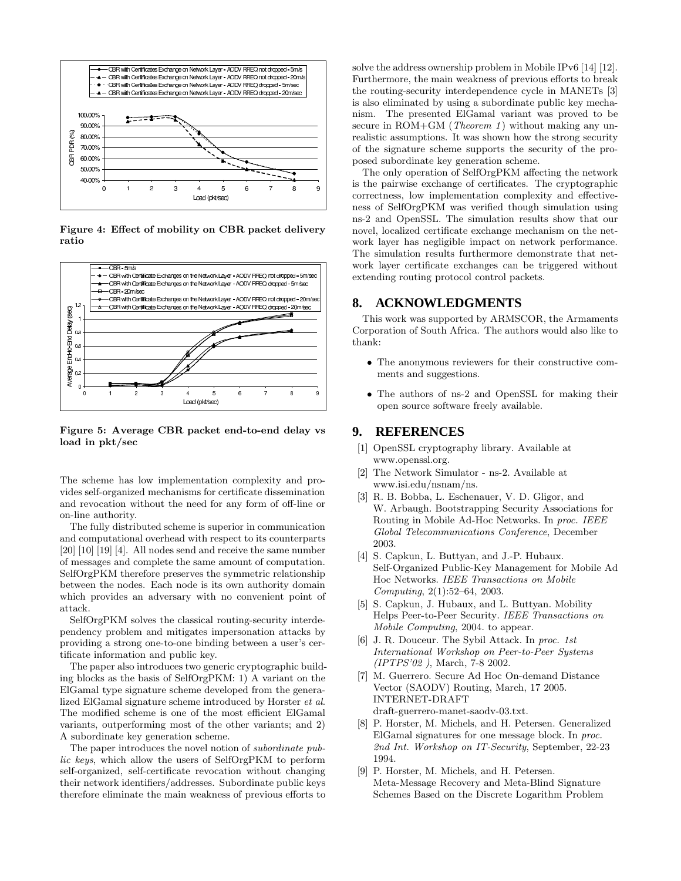Figure 4: Effect of mobility on CBR packet delivery ratio

Figure 5: Average CBR packet end-to-end delay vs load in pkt/sec

The scheme has low implementation complexity and provides self-organized mechanisms for certificate dissemination and revocation without the need for any form of off-line or on-line authority.

The fully distributed scheme is superior in communication and computational overhead with respect to its counterparts [20] [10] [19] [4]. All nodes send and receive the same number of messages and complete the same amount of computation. SelfOrgPKM therefore preserves the symmetric relationship between the nodes. Each node is its own authority domain which provides an adversary with no convenient point of attack.

SelfOrgPKM solves the classical routing-security interdependency problem and mitigates impersonation attacks by providing a strong one-to-one binding between a user's certificate information and public key.

The paper also introduces two generic cryptographic building blocks as the basis of SelfOrgPKM: 1) A variant on the ElGamal type signature scheme developed from the generalized ElGamal signature scheme introduced by Horster *et al*. The modified scheme is one of the most efficient ElGamal variants, outperforming most of the other variants; and 2) A subordinate key generation scheme.

The paper introduces the novel notion of *subordinate public keys*, which allow the users of SelfOrgPKM to perform self-organized, self-certificate revocation without changing their network identifiers/addresses. Subordinate public keys therefore eliminate the main weakness of previous efforts to solve the address ownership problem in Mobile IPv6 [14] [12]. Furthermore, the main weakness of previous efforts to break the routing-security interdependence cycle in MANETs [3] is also eliminated by using a subordinate public key mechanism. The presented ElGamal variant was proved to be secure in ROM+GM (*Theorem 1*) without making any unrealistic assumptions. It was shown how the strong security of the signature scheme supports the security of the proposed subordinate key generation scheme.

The only operation of SelfOrgPKM affecting the network is the pairwise exchange of certificates. The cryptographic correctness, low implementation complexity and effectiveness of SelfOrgPKM was verified though simulation using ns-2 and OpenSSL. The simulation results show that our novel, localized certificate exchange mechanism on the network layer has negligible impact on network performance. The simulation results furthermore demonstrate that network layer certificate exchanges can be triggered without extending routing protocol control packets.

## 8. ACKNOWLEDGMENTS

This work was supported by ARMSCOR, the Armaments Corporation of South Africa. The authors would also like to thank:

- The anonymous reviewers for their constructive comments and suggestions.
- The authors of ns-2 and OpenSSL for making their open source software freely available.

## 9. REFERENCES

[1] OpenSSL cryptography library. Available at www.openssl.org.

[2] The Network Simulator - ns-2. Available at www.isi.edu/nsnam/ns.

[3] R. B. Bobba, L. Eschenauer, V. D. Gligor, and W. Arbaugh. Bootstrapping Security Associations for Routing in Mobile Ad-Hoc Networks. In *proc. IEEE Global Telecommunications Conference*, December 2003.

[4] S. Capkun, L. Buttyan, and J.-P. Hubaux. Self-Organized Public-Key Management for Mobile Ad Hoc Networks. *IEEE Transactions on Mobile Computing*, 2(1):52–64, 2003.

[5] S. Capkun, J. Hubaux, and L. Buttyan. Mobility Helps Peer-to-Peer Security. *IEEE Transactions on Mobile Computing*, 2004. to appear.

[6] J. R. Douceur. The Sybil Attack. In *proc. 1st International Workshop on Peer-to-Peer Systems (IPTPS'02 )*, March, 7-8 2002.

[7] M. Guerrero. Secure Ad Hoc On-demand Distance Vector (SAODV) Routing, March, 17 2005. INTERNET-DRAFT draft-guerrero-manet-saodv-03.txt.

[8] P. Horster, M. Michels, and H. Petersen. Generalized ElGamal signatures for one message block. In *proc. 2nd Int. Workshop on IT-Security*, September, 22-23 1994.

[9] P. Horster, M. Michels, and H. Petersen. Meta-Message Recovery and Meta-Blind Signature Schemes Based on the Discrete Logarithm Problem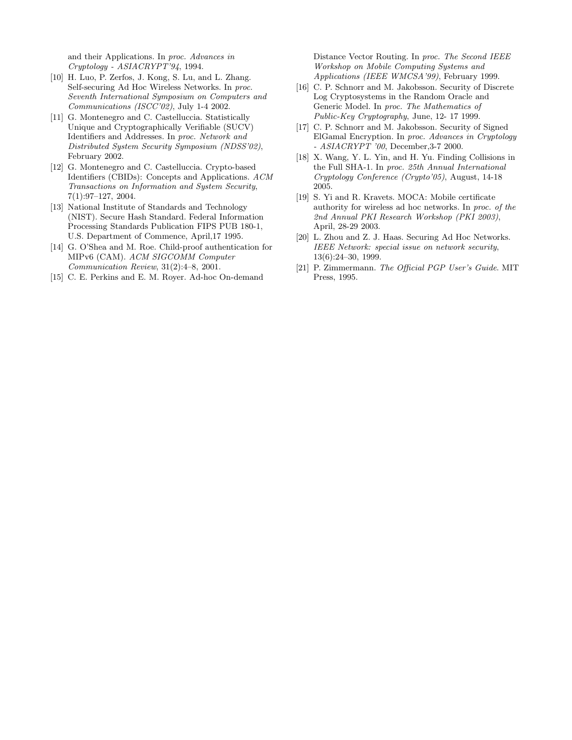and their Applications. In *proc. Advances in Cryptology - ASIACRYPT'94*, 1994.

[10] H. Luo, P. Zerfos, J. Kong, S. Lu, and L. Zhang. Self-securing Ad Hoc Wireless Networks. In *proc. Seventh International Symposium on Computers and Communications (ISCC'02)*, July 1-4 2002.

[11] G. Montenegro and C. Castelluccia. Statistically Unique and Cryptographically Verifiable (SUCV) Identifiers and Addresses. In *proc. Network and Distributed System Security Symposium (NDSS'02)*, February 2002.

[12] G. Montenegro and C. Castelluccia. Crypto-based Identifiers (CBIDs): Concepts and Applications. *ACM Transactions on Information and System Security*, 7(1):97–127, 2004.

[13] National Institute of Standards and Technology (NIST). Secure Hash Standard. Federal Information Processing Standards Publication FIPS PUB 180-1, U.S. Department of Commence, April,17 1995.

[14] G. O'Shea and M. Roe. Child-proof authentication for MIPv6 (CAM). *ACM SIGCOMM Computer Communication Review*, 31(2):4–8, 2001.

[15] C. E. Perkins and E. M. Royer. Ad-hoc On-demand Distance Vector Routing. In *proc. The Second IEEE Workshop on Mobile Computing Systems and Applications (IEEE WMCSA'99)*, February 1999.

[16] C. P. Schnorr and M. Jakobsson. Security of Discrete Log Cryptosystems in the Random Oracle and Generic Model. In *proc. The Mathematics of Public-Key Cryptography*, June, 12- 17 1999.

[17] C. P. Schnorr and M. Jakobsson. Security of Signed ElGamal Encryption. In *proc. Advances in Cryptology - ASIACRYPT '00*, December,3-7 2000.

[18] X. Wang, Y. L. Yin, and H. Yu. Finding Collisions in the Full SHA-1. In *proc. 25th Annual International Cryptology Conference (Crypto'05)*, August, 14-18 2005.

[19] S. Yi and R. Kravets. MOCA: Mobile certificate authority for wireless ad hoc networks. In *proc. of the 2nd Annual PKI Research Workshop (PKI 2003)*, April, 28-29 2003.

[20] L. Zhou and Z. J. Haas. Securing Ad Hoc Networks. *IEEE Network: special issue on network security*, 13(6):24–30, 1999.

[21] P. Zimmermann. *The Official PGP User's Guide*. MIT Press, 1995.